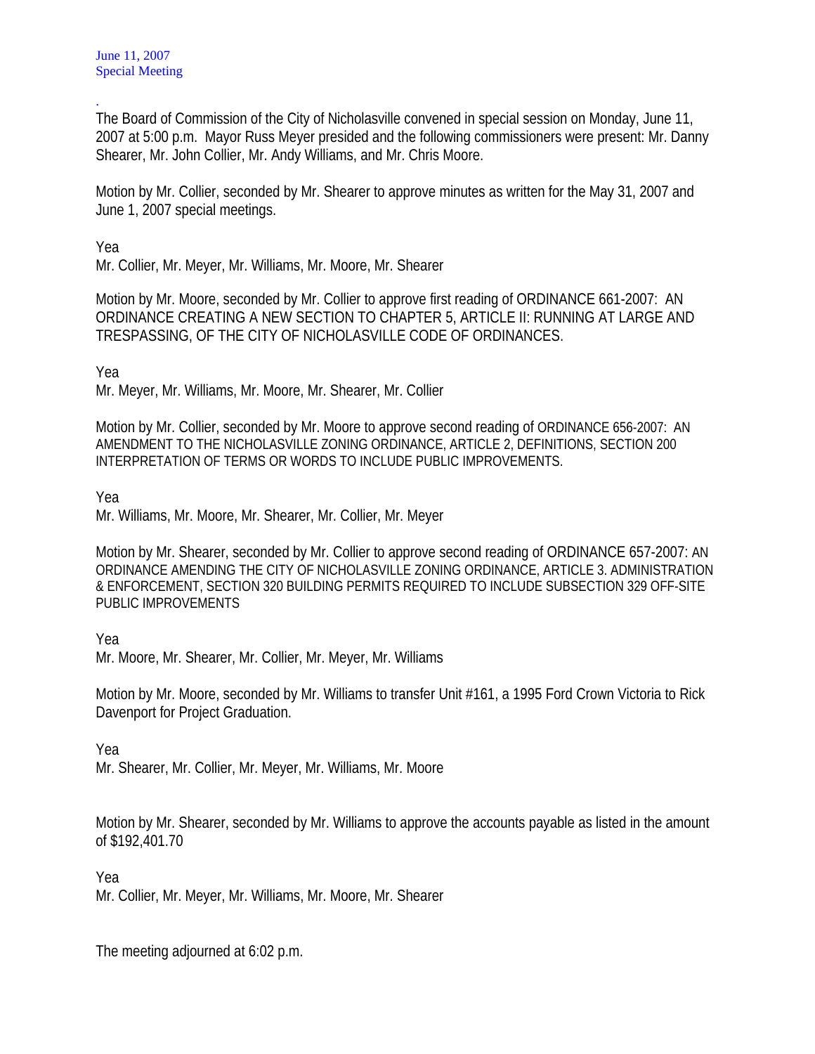June 11, 2007
Special Meeting

.
The Board of Commission of the City of Nicholasville convened in special session on Monday, June 11, 2007 at 5:00 p.m. Mayor Russ Meyer presided and the following commissioners were present: Mr. Danny Shearer, Mr. John Collier, Mr. Andy Williams, and Mr. Chris Moore.

Motion by Mr. Collier, seconded by Mr. Shearer to approve minutes as written for the May 31, 2007 and June 1, 2007 special meetings.

Yea
Mr. Collier, Mr. Meyer, Mr. Williams, Mr. Moore, Mr. Shearer

Motion by Mr. Moore, seconded by Mr. Collier to approve first reading of ORDINANCE 661-2007: AN ORDINANCE CREATING A NEW SECTION TO CHAPTER 5, ARTICLE II: RUNNING AT LARGE AND TRESPASSING, OF THE CITY OF NICHOLASVILLE CODE OF ORDINANCES.

Yea
Mr. Meyer, Mr. Williams, Mr. Moore, Mr. Shearer, Mr. Collier

Motion by Mr. Collier, seconded by Mr. Moore to approve second reading of ORDINANCE 656-2007: AN AMENDMENT TO THE NICHOLASVILLE ZONING ORDINANCE, ARTICLE 2, DEFINITIONS, SECTION 200 INTERPRETATION OF TERMS OR WORDS TO INCLUDE PUBLIC IMPROVEMENTS.

Yea
Mr. Williams, Mr. Moore, Mr. Shearer, Mr. Collier, Mr. Meyer

Motion by Mr. Shearer, seconded by Mr. Collier to approve second reading of ORDINANCE 657-2007: AN ORDINANCE AMENDING THE CITY OF NICHOLASVILLE ZONING ORDINANCE, ARTICLE 3. ADMINISTRATION & ENFORCEMENT, SECTION 320 BUILDING PERMITS REQUIRED TO INCLUDE SUBSECTION 329 OFF-SITE PUBLIC IMPROVEMENTS

Yea
Mr. Moore, Mr. Shearer, Mr. Collier, Mr. Meyer, Mr. Williams

Motion by Mr. Moore, seconded by Mr. Williams to transfer Unit #161, a 1995 Ford Crown Victoria to Rick Davenport for Project Graduation.

Yea
Mr. Shearer, Mr. Collier, Mr. Meyer, Mr. Williams, Mr. Moore

Motion by Mr. Shearer, seconded by Mr. Williams to approve the accounts payable as listed in the amount of $192,401.70

Yea
Mr. Collier, Mr. Meyer, Mr. Williams, Mr. Moore, Mr. Shearer

The meeting adjourned at 6:02 p.m.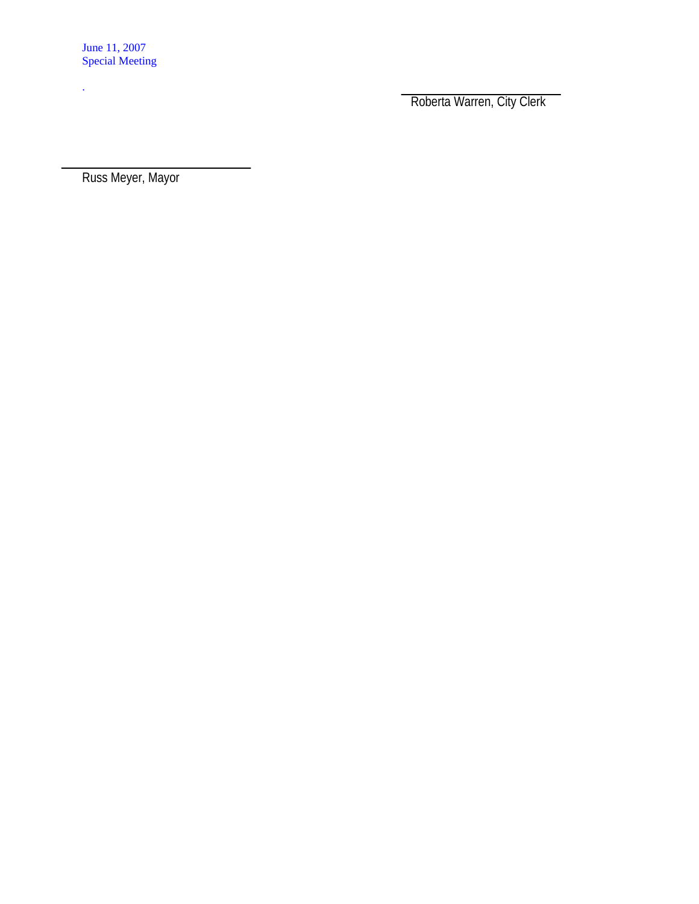Roberta Warren, City Clerk

Russ Meyer, Mayor